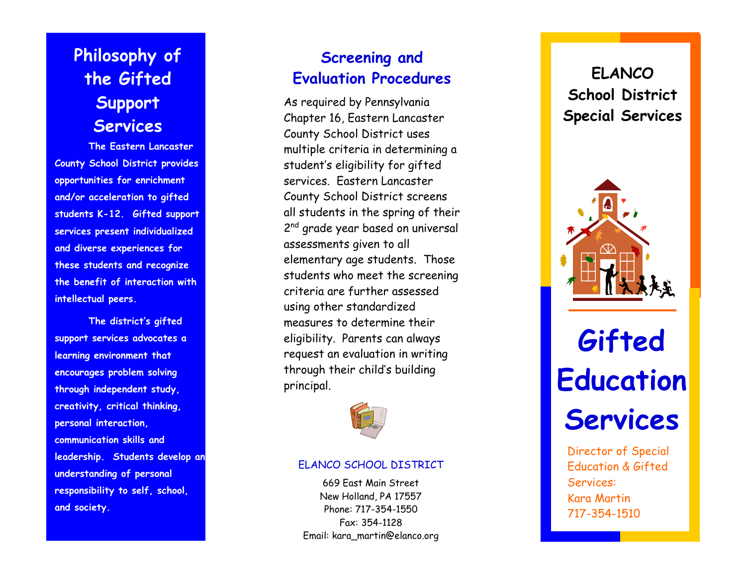## Philosophy of the Gifted Support Services

**The Eastern Lancaster County School District provides opportunities for enrichment and/or acceleration to gifted students K-12. Gifted support services present individualized and diverse experiences for these students and recognize the benefit of interaction with intellectual peers.**

**The district's gifted support services advocates a learning environment that encourages problem solving through independent study, creativity, critical thinking, personal interaction, communication skills and leadership. Students develop an understanding of personal responsibility to self, school, and society.**

## Screening and Evaluation Procedures

As required by Pennsylvania Chapter 16, Eastern Lancaster County School District uses multiple criteria in determining a student's eligibility for gifted services. Eastern Lancaster County School District screens all students in the spring of their 2nd grade year based on universal assessments given to all elementary age students. Those students who meet the screening criteria are further assessed using other standardized measures to determine their eligibility. Parents can always request an evaluation in writing through their child's building principal.

ELANCO SCHOOL DISTRICT

669 East Main Street
New Holland, PA 17557
Phone: 717-354-1550
Fax: 354-1128
Email: kara_martin@elanco.org

## ELANCO School District Special Services

# Gifted Education Services

Director of Special Education & Gifted Services:
Kara Martin
717-354-1510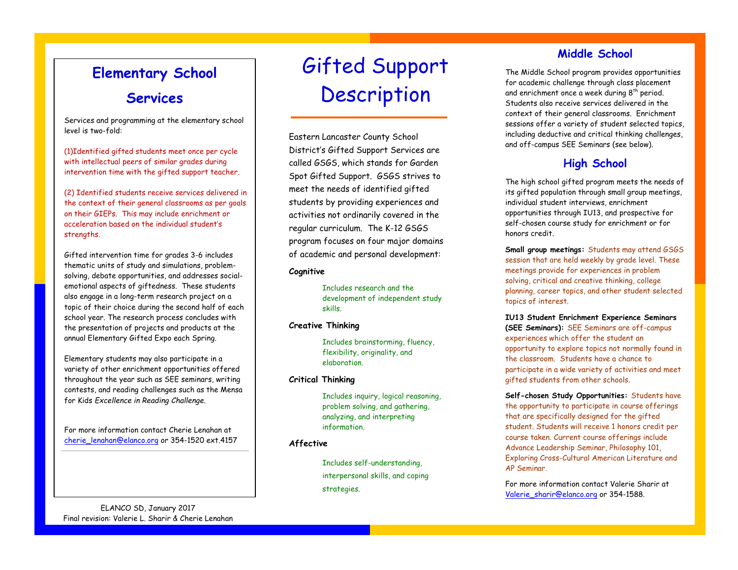## Elementary School Services

Services and programming at the elementary school level is two-fold:

(1)Identified gifted students meet once per cycle with intellectual peers of similar grades during intervention time with the gifted support teacher.

(2) Identified students receive services delivered in the context of their general classrooms as per goals on their GIEPs. This may include enrichment or acceleration based on the individual student's strengths.

Gifted intervention time for grades 3-6 includes thematic units of study and simulations, problem-solving, debate opportunities, and addresses social-emotional aspects of giftedness. These students also engage in a long-term research project on a topic of their choice during the second half of each school year. The research process concludes with the presentation of projects and products at the annual Elementary Gifted Expo each Spring.

Elementary students may also participate in a variety of other enrichment opportunities offered throughout the year such as SEE seminars, writing contests, and reading challenges such as the Mensa for Kids *Excellence in Reading Challenge.*

For more information contact Cherie Lenahan at cherie_lenahan@elanco.org or 354-1520 ext.4157

ELANCO SD, January 2017
Final revision: Valerie L. Sharir & Cherie Lenahan

# Gifted Support Description

Eastern Lancaster County School District's Gifted Support Services are called GSGS, which stands for Garden Spot Gifted Support. GSGS strives to meet the needs of identified gifted students by providing experiences and activities not ordinarily covered in the regular curriculum. The K-12 GSGS program focuses on four major domains of academic and personal development:

**Cognitive**

Includes research and the development of independent study skills.

**Creative Thinking**

Includes brainstorming, fluency, flexibility, originality, and elaboration.

**Critical Thinking**

Includes inquiry, logical reasoning, problem solving, and gathering, analyzing, and interpreting information.

**Affective**

Includes self-understanding, interpersonal skills, and coping strategies.

## Middle School

The Middle School program provides opportunities for academic challenge through class placement and enrichment once a week during 8th period. Students also receive services delivered in the context of their general classrooms. Enrichment sessions offer a variety of student selected topics, including deductive and critical thinking challenges, and off-campus SEE Seminars (see below).

## High School

The high school gifted program meets the needs of its gifted population through small group meetings, individual student interviews, enrichment opportunities through IU13, and prospective for self-chosen course study for enrichment or for honors credit.

**Small group meetings:** Students may attend GSGS session that are held weekly by grade level. These meetings provide for experiences in problem solving, critical and creative thinking, college planning, career topics, and other student selected topics of interest.

**IU13 Student Enrichment Experience Seminars (SEE Seminars):** SEE Seminars are off-campus experiences which offer the student an opportunity to explore topics not normally found in the classroom. Students have a chance to participate in a wide variety of activities and meet gifted students from other schools.

**Self-chosen Study Opportunities:** Students have the opportunity to participate in course offerings that are specifically designed for the gifted student. Students will receive 1 honors credit per course taken. Current course offerings include Advance Leadership Seminar, Philosophy 101, Exploring Cross-Cultural American Literature and AP Seminar.

For more information contact Valerie Sharir at Valerie_sharir@elanco.org or 354-1588.